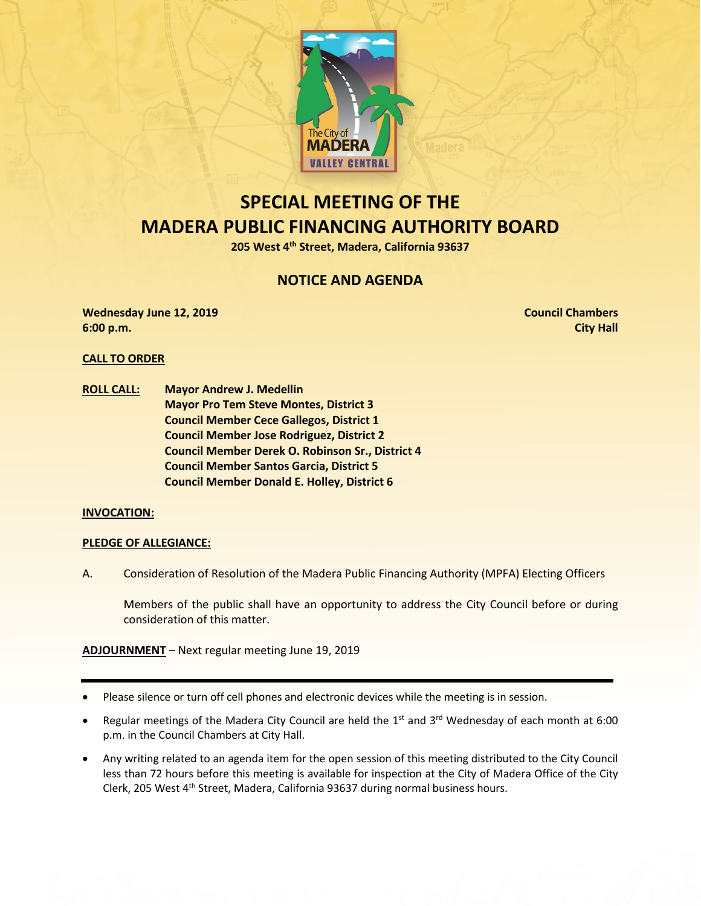# SPECIAL MEETING OF THE MADERA PUBLIC FINANCING AUTHORITY BOARD

**205 West 4th Street, Madera, California 93637**

## NOTICE AND AGENDA

**Wednesday June 12, 2019**
**6:00 p.m.**

**Council Chambers**
**City Hall**

**CALL TO ORDER**

**ROLL CALL:**
**Mayor Andrew J. Medellin**
**Mayor Pro Tem Steve Montes, District 3**
**Council Member Cece Gallegos, District 1**
**Council Member Jose Rodriguez, District 2**
**Council Member Derek O. Robinson Sr., District 4**
**Council Member Santos Garcia, District 5**
**Council Member Donald E. Holley, District 6**

**INVOCATION:**

**PLEDGE OF ALLEGIANCE:**

A. Consideration of Resolution of the Madera Public Financing Authority (MPFA) Electing Officers

Members of the public shall have an opportunity to address the City Council before or during consideration of this matter.

**ADJOURNMENT** – Next regular meeting June 19, 2019

---

- Please silence or turn off cell phones and electronic devices while the meeting is in session.
- Regular meetings of the Madera City Council are held the 1st and 3rd Wednesday of each month at 6:00 p.m. in the Council Chambers at City Hall.
- Any writing related to an agenda item for the open session of this meeting distributed to the City Council less than 72 hours before this meeting is available for inspection at the City of Madera Office of the City Clerk, 205 West 4th Street, Madera, California 93637 during normal business hours.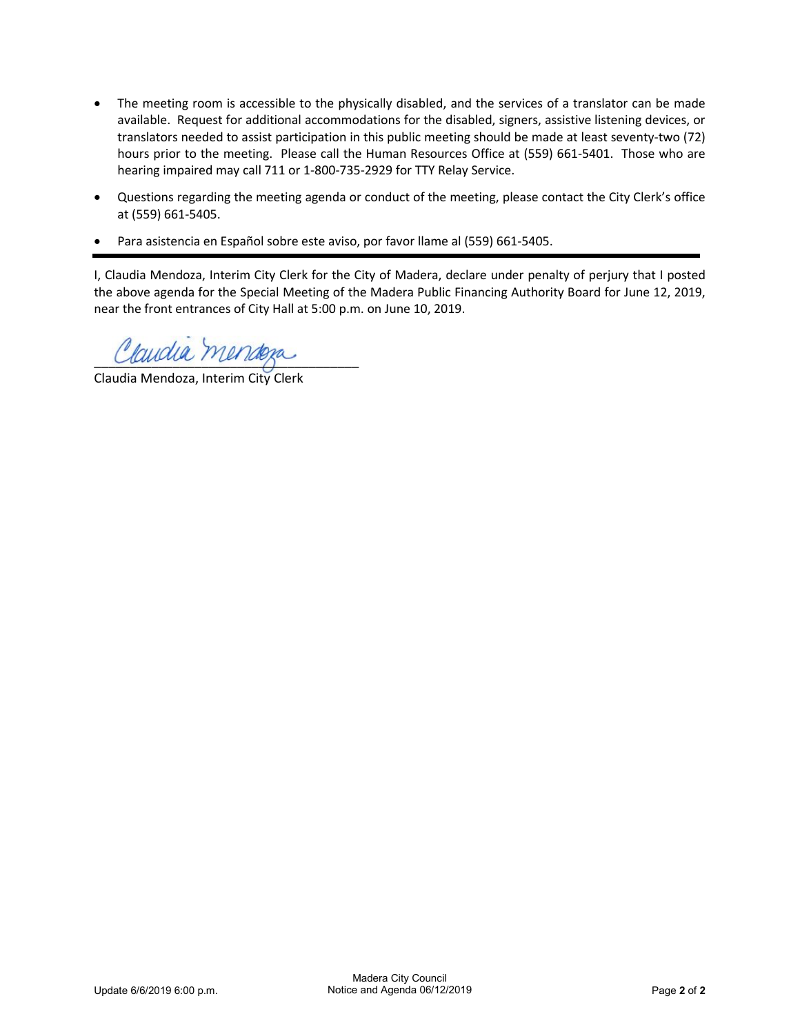- The meeting room is accessible to the physically disabled, and the services of a translator can be made available. Request for additional accommodations for the disabled, signers, assistive listening devices, or translators needed to assist participation in this public meeting should be made at least seventy-two (72) hours prior to the meeting. Please call the Human Resources Office at (559) 661-5401. Those who are hearing impaired may call 711 or 1-800-735-2929 for TTY Relay Service.
- Questions regarding the meeting agenda or conduct of the meeting, please contact the City Clerk's office at (559) 661-5405.
- Para asistencia en Español sobre este aviso, por favor llame al (559) 661-5405.

---

I, Claudia Mendoza, Interim City Clerk for the City of Madera, declare under penalty of perjury that I posted the above agenda for the Special Meeting of the Madera Public Financing Authority Board for June 12, 2019, near the front entrances of City Hall at 5:00 p.m. on June 10, 2019.

Claudia Mendoza

Claudia Mendoza, Interim City Clerk